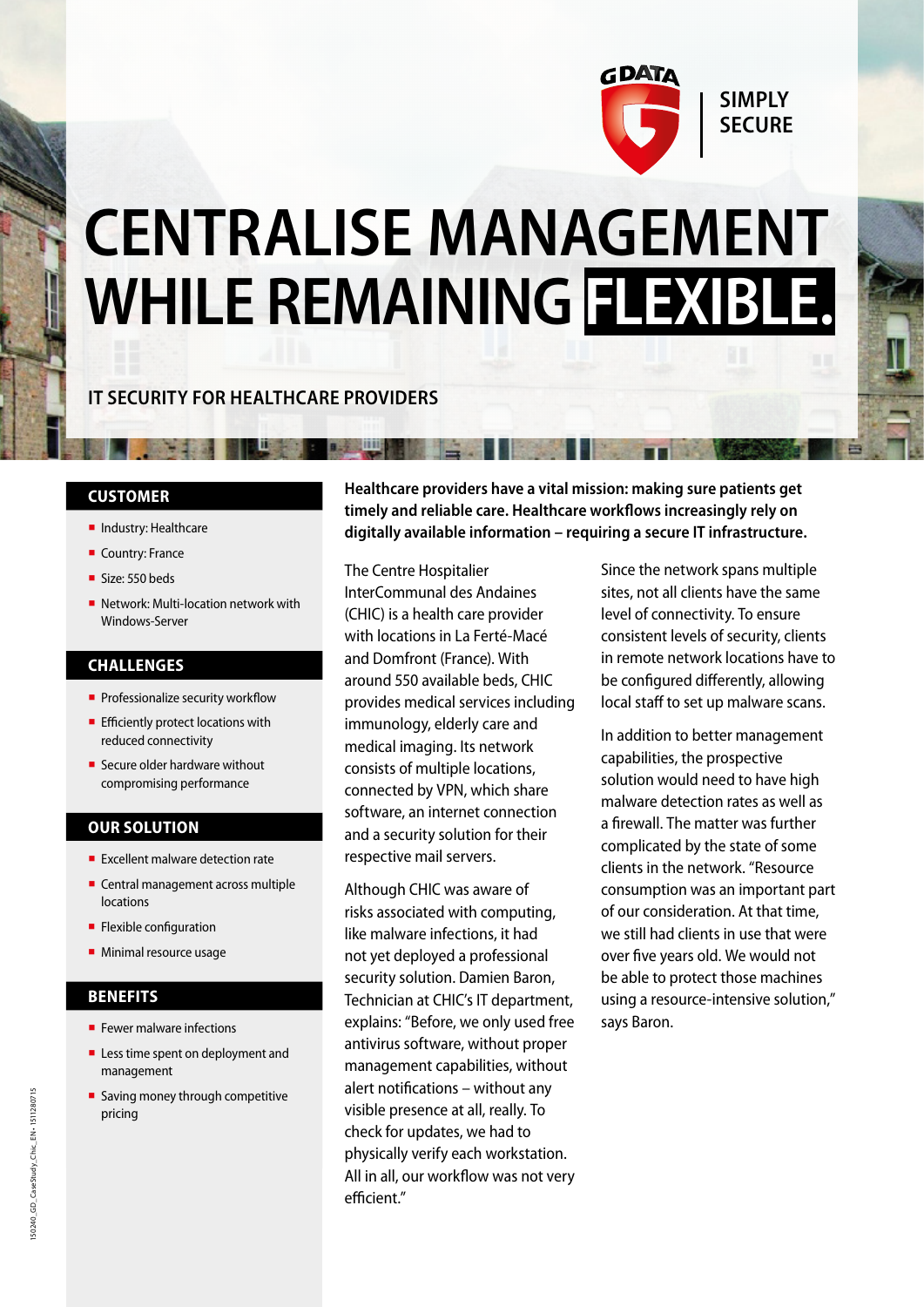G DATA SIMPLY SECURE

# CENTRALISE MANAGEMENT WHILE REMAINING FLEXIBLE.

## IT SECURITY FOR HEALTHCARE PROVIDERS

### CUSTOMER

- Industry: Healthcare
- Country: France
- Size: 550 beds
- Network: Multi-location network with Windows-Server

### CHALLENGES

- Professionalize security workflow
- Efficiently protect locations with reduced connectivity
- Secure older hardware without compromising performance

### OUR SOLUTION

- Excellent malware detection rate
- Central management across multiple locations
- Flexible configuration
- Minimal resource usage

### BENEFITS

- Fewer malware infections
- Less time spent on deployment and management
- Saving money through competitive pricing

**Healthcare providers have a vital mission: making sure patients get timely and reliable care. Healthcare workflows increasingly rely on digitally available information – requiring a secure IT infrastructure.**

The Centre Hospitalier InterCommunal des Andaines (CHIC) is a health care provider with locations in La Ferté-Macé and Domfront (France). With around 550 available beds, CHIC provides medical services including immunology, elderly care and medical imaging. Its network consists of multiple locations, connected by VPN, which share software, an internet connection and a security solution for their respective mail servers.

Although CHIC was aware of risks associated with computing, like malware infections, it had not yet deployed a professional security solution. Damien Baron, Technician at CHIC's IT department, explains: "Before, we only used free antivirus software, without proper management capabilities, without alert notifications – without any visible presence at all, really. To check for updates, we had to physically verify each workstation. All in all, our workflow was not very efficient."

Since the network spans multiple sites, not all clients have the same level of connectivity. To ensure consistent levels of security, clients in remote network locations have to be configured differently, allowing local staff to set up malware scans.

In addition to better management capabilities, the prospective solution would need to have high malware detection rates as well as a firewall. The matter was further complicated by the state of some clients in the network. "Resource consumption was an important part of our consideration. At that time, we still had clients in use that were over five years old. We would not be able to protect those machines using a resource-intensive solution," says Baron.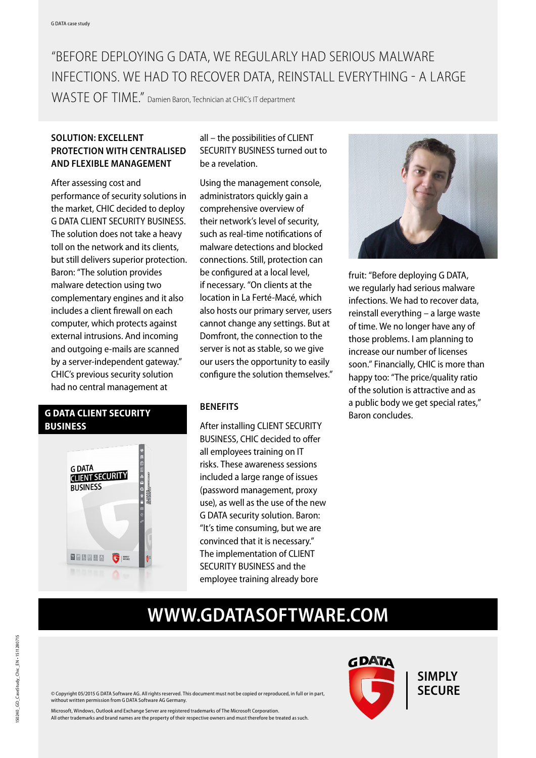"BEFORE DEPLOYING G DATA, WE REGULARLY HAD SERIOUS MALWARE INFECTIONS. WE HAD TO RECOVER DATA, REINSTALL EVERYTHING - A LARGE WASTE OF TIME." Damien Baron, Technician at CHIC's IT department

## SOLUTION: EXCELLENT PROTECTION WITH CENTRALISED AND FLEXIBLE MANAGEMENT

After assessing cost and performance of security solutions in the market, CHIC decided to deploy G DATA CLIENT SECURITY BUSINESS. The solution does not take a heavy toll on the network and its clients, but still delivers superior protection. Baron: "The solution provides malware detection using two complementary engines and it also includes a client firewall on each computer, which protects against external intrusions. And incoming and outgoing e-mails are scanned by a server-independent gateway." CHIC's previous security solution had no central management at all – the possibilities of CLIENT SECURITY BUSINESS turned out to be a revelation.

Using the management console, administrators quickly gain a comprehensive overview of their network's level of security, such as real-time notifications of malware detections and blocked connections. Still, protection can be configured at a local level, if necessary. "On clients at the location in La Ferté-Macé, which also hosts our primary server, users cannot change any settings. But at Domfront, the connection to the server is not as stable, so we give our users the opportunity to easily configure the solution themselves."

## G DATA CLIENT SECURITY BUSINESS

## BENEFITS

After installing CLIENT SECURITY BUSINESS, CHIC decided to offer all employees training on IT risks. These awareness sessions included a large range of issues (password management, proxy use), as well as the use of the new G DATA security solution. Baron: "It's time consuming, but we are convinced that it is necessary." The implementation of CLIENT SECURITY BUSINESS and the employee training already bore fruit: "Before deploying G DATA, we regularly had serious malware infections. We had to recover data, reinstall everything – a large waste of time. We no longer have any of those problems. I am planning to increase our number of licenses soon." Financially, CHIC is more than happy too: "The price/quality ratio of the solution is attractive and as a public body we get special rates," Baron concludes.

# WWW.GDATASOFTWARE.COM

© Copyright 05/2015 G DATA Software AG. All rights reserved. This document must not be copied or reproduced, in full or in part, without written permission from G DATA Software AG Germany.

Microsoft, Windows, Outlook and Exchange Server are registered trademarks of The Microsoft Corporation.
All other trademarks and brand names are the property of their respective owners and must therefore be treated as such.

GDATA | SIMPLY SECURE

150240_GD_CaseStudy_Chic_EN • 1511280715